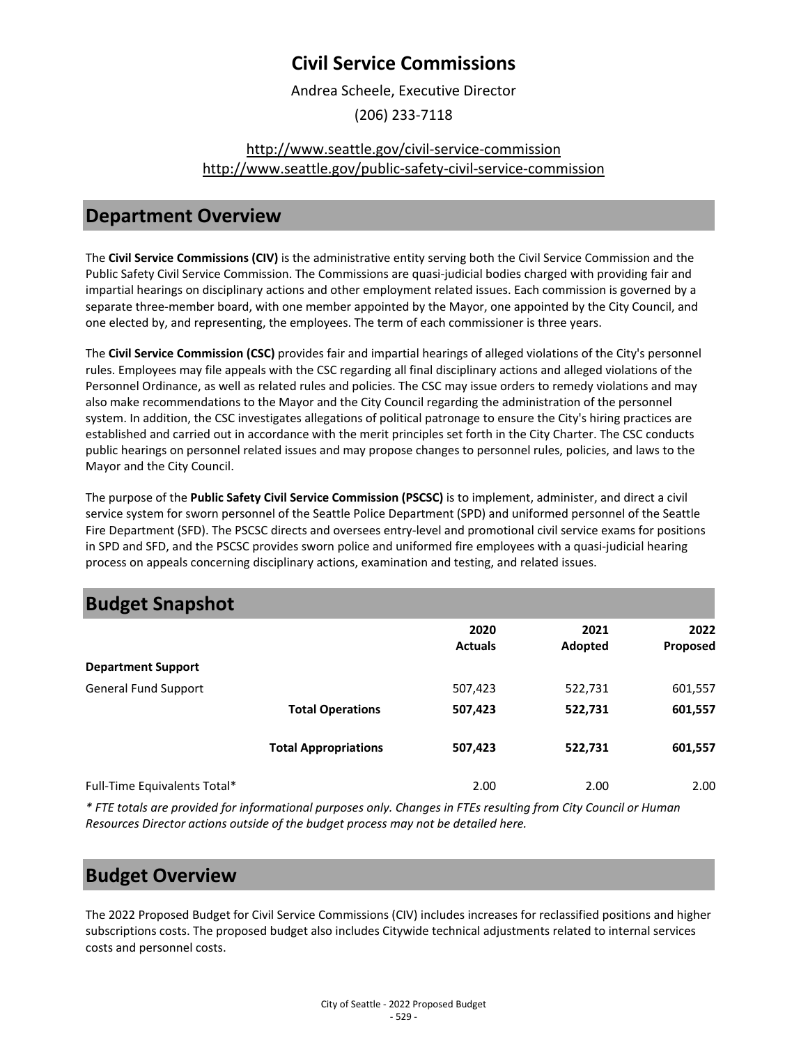# Civil Service Commissions

Andrea Scheele, Executive Director

(206) 233-7118

http://www.seattle.gov/civil-service-commission
http://www.seattle.gov/public-safety-civil-service-commission

## Department Overview

The **Civil Service Commissions (CIV)** is the administrative entity serving both the Civil Service Commission and the Public Safety Civil Service Commission. The Commissions are quasi-judicial bodies charged with providing fair and impartial hearings on disciplinary actions and other employment related issues. Each commission is governed by a separate three-member board, with one member appointed by the Mayor, one appointed by the City Council, and one elected by, and representing, the employees. The term of each commissioner is three years.

The **Civil Service Commission (CSC)** provides fair and impartial hearings of alleged violations of the City's personnel rules. Employees may file appeals with the CSC regarding all final disciplinary actions and alleged violations of the Personnel Ordinance, as well as related rules and policies. The CSC may issue orders to remedy violations and may also make recommendations to the Mayor and the City Council regarding the administration of the personnel system. In addition, the CSC investigates allegations of political patronage to ensure the City's hiring practices are established and carried out in accordance with the merit principles set forth in the City Charter. The CSC conducts public hearings on personnel related issues and may propose changes to personnel rules, policies, and laws to the Mayor and the City Council.

The purpose of the **Public Safety Civil Service Commission (PSCSC)** is to implement, administer, and direct a civil service system for sworn personnel of the Seattle Police Department (SPD) and uniformed personnel of the Seattle Fire Department (SFD). The PSCSC directs and oversees entry-level and promotional civil service exams for positions in SPD and SFD, and the PSCSC provides sworn police and uniformed fire employees with a quasi-judicial hearing process on appeals concerning disciplinary actions, examination and testing, and related issues.

## Budget Snapshot

| | | 2020 Actuals | 2021 Adopted | 2022 Proposed |
|---|---|---|---|---|
| **Department Support** | | | | |
| General Fund Support | | 507,423 | 522,731 | 601,557 |
| | **Total Operations** | **507,423** | **522,731** | **601,557** |
| | **Total Appropriations** | **507,423** | **522,731** | **601,557** |
| Full-Time Equivalents Total* | | 2.00 | 2.00 | 2.00 |

*\* FTE totals are provided for informational purposes only. Changes in FTEs resulting from City Council or Human Resources Director actions outside of the budget process may not be detailed here.*

## Budget Overview

The 2022 Proposed Budget for Civil Service Commissions (CIV) includes increases for reclassified positions and higher subscriptions costs. The proposed budget also includes Citywide technical adjustments related to internal services costs and personnel costs.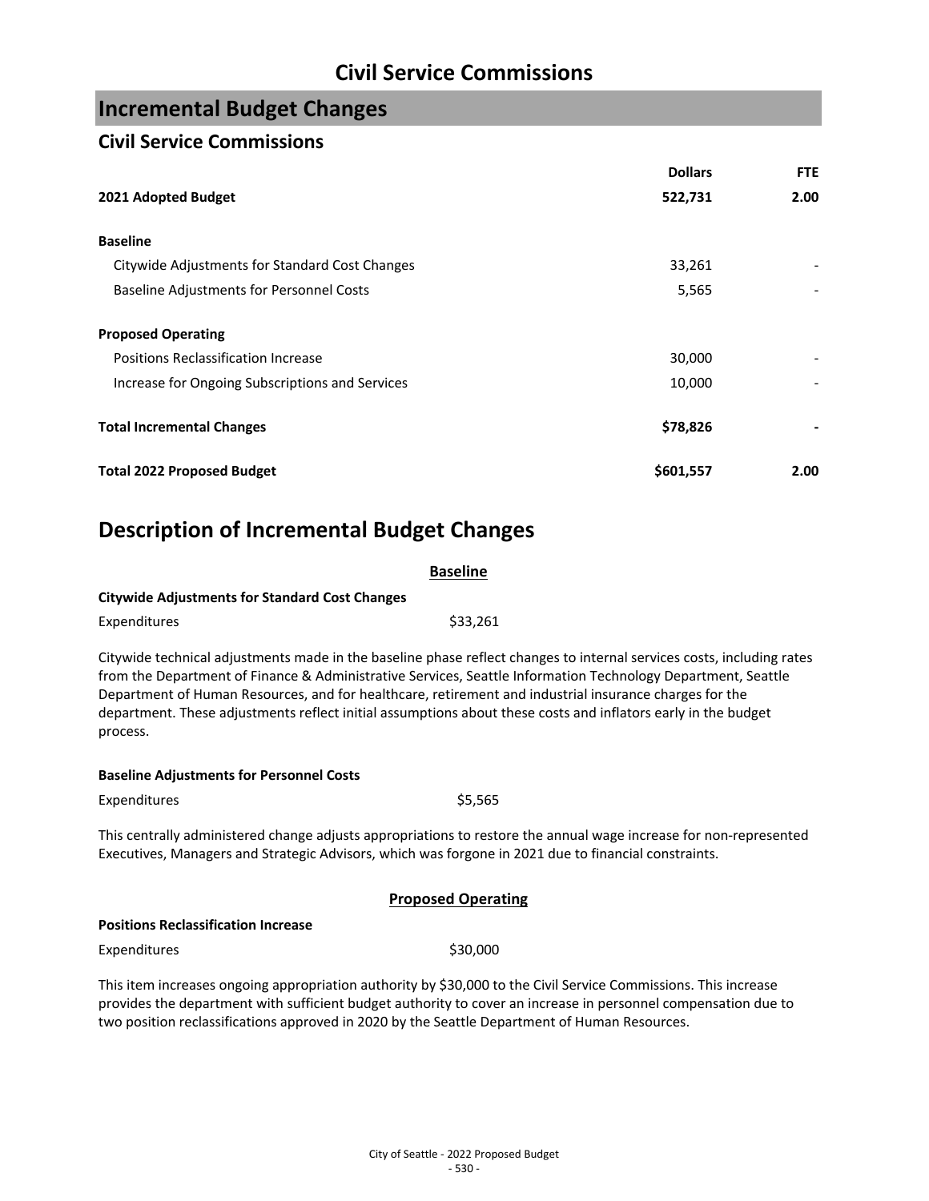# Civil Service Commissions

## Incremental Budget Changes

### Civil Service Commissions

| | Dollars | FTE |
|---|---|---|
| **2021 Adopted Budget** | **522,731** | **2.00** |
| | | |
| **Baseline** | | |
| Citywide Adjustments for Standard Cost Changes | 33,261 | - |
| Baseline Adjustments for Personnel Costs | 5,565 | - |
| | | |
| **Proposed Operating** | | |
| Positions Reclassification Increase | 30,000 | - |
| Increase for Ongoing Subscriptions and Services | 10,000 | - |
| | | |
| **Total Incremental Changes** | **$78,826** | **-** |
| | | |
| **Total 2022 Proposed Budget** | **$601,557** | **2.00** |

## Description of Incremental Budget Changes

**Baseline**

**Citywide Adjustments for Standard Cost Changes**

Expenditures $33,261

Citywide technical adjustments made in the baseline phase reflect changes to internal services costs, including rates from the Department of Finance & Administrative Services, Seattle Information Technology Department, Seattle Department of Human Resources, and for healthcare, retirement and industrial insurance charges for the department. These adjustments reflect initial assumptions about these costs and inflators early in the budget process.

**Baseline Adjustments for Personnel Costs**

Expenditures $5,565

This centrally administered change adjusts appropriations to restore the annual wage increase for non-represented Executives, Managers and Strategic Advisors, which was forgone in 2021 due to financial constraints.

**Proposed Operating**

**Positions Reclassification Increase**

Expenditures $30,000

This item increases ongoing appropriation authority by $30,000 to the Civil Service Commissions. This increase provides the department with sufficient budget authority to cover an increase in personnel compensation due to two position reclassifications approved in 2020 by the Seattle Department of Human Resources.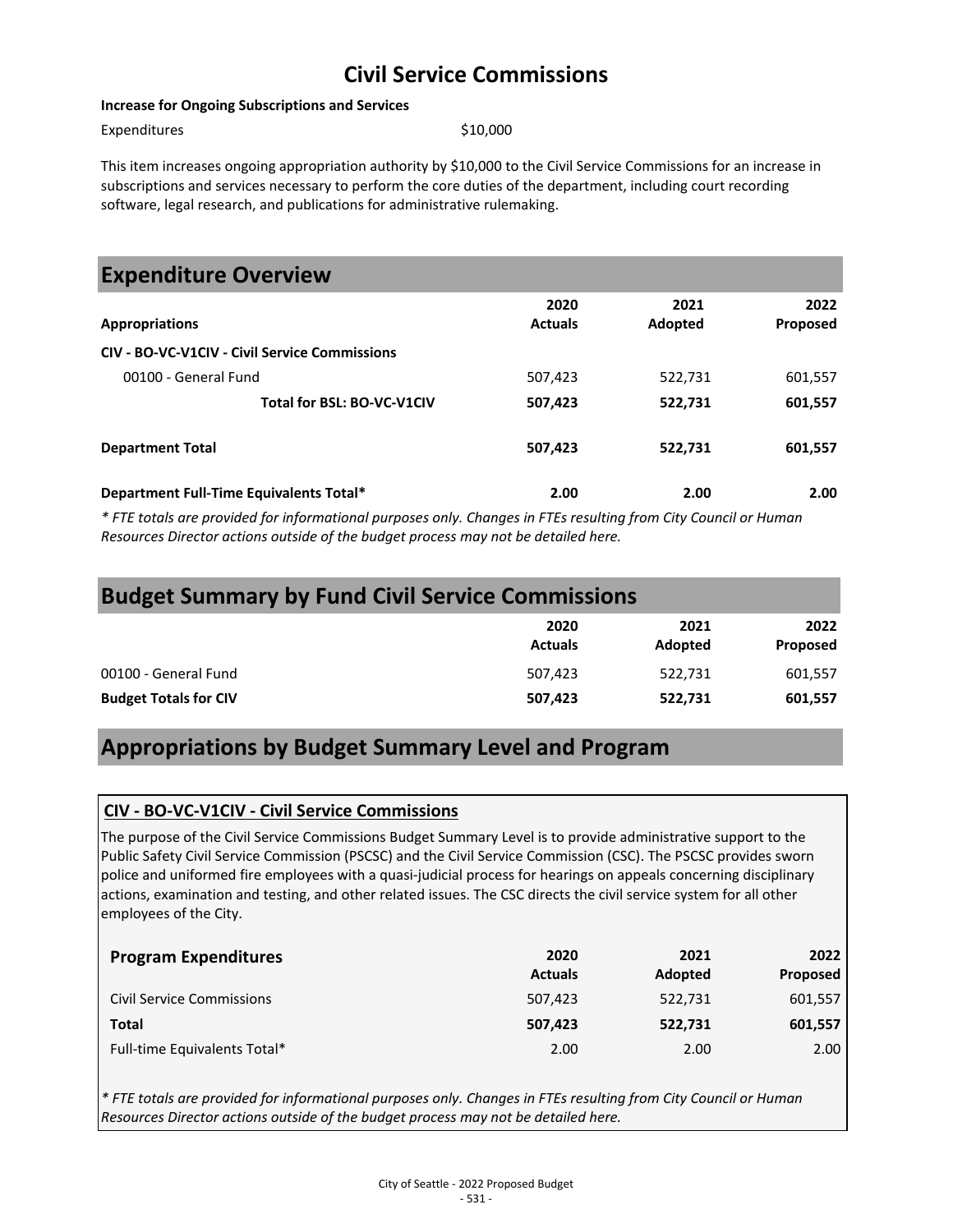# Civil Service Commissions

**Increase for Ongoing Subscriptions and Services**

Expenditures $10,000

This item increases ongoing appropriation authority by $10,000 to the Civil Service Commissions for an increase in subscriptions and services necessary to perform the core duties of the department, including court recording software, legal research, and publications for administrative rulemaking.

## Expenditure Overview

| Appropriations | 2020 Actuals | 2021 Adopted | 2022 Proposed |
|---|---|---|---|
| **CIV - BO-VC-V1CIV - Civil Service Commissions** | | | |
| 00100 - General Fund | 507,423 | 522,731 | 601,557 |
| **Total for BSL: BO-VC-V1CIV** | **507,423** | **522,731** | **601,557** |
| **Department Total** | **507,423** | **522,731** | **601,557** |
| **Department Full-Time Equivalents Total*** | **2.00** | **2.00** | **2.00** |

*\* FTE totals are provided for informational purposes only. Changes in FTEs resulting from City Council or Human Resources Director actions outside of the budget process may not be detailed here.*

## Budget Summary by Fund Civil Service Commissions

| | 2020 Actuals | 2021 Adopted | 2022 Proposed |
|---|---|---|---|
| 00100 - General Fund | 507,423 | 522,731 | 601,557 |
| **Budget Totals for CIV** | **507,423** | **522,731** | **601,557** |

## Appropriations by Budget Summary Level and Program

### CIV - BO-VC-V1CIV - Civil Service Commissions

The purpose of the Civil Service Commissions Budget Summary Level is to provide administrative support to the Public Safety Civil Service Commission (PSCSC) and the Civil Service Commission (CSC). The PSCSC provides sworn police and uniformed fire employees with a quasi-judicial process for hearings on appeals concerning disciplinary actions, examination and testing, and other related issues. The CSC directs the civil service system for all other employees of the City.

| Program Expenditures | 2020 Actuals | 2021 Adopted | 2022 Proposed |
|---|---|---|---|
| Civil Service Commissions | 507,423 | 522,731 | 601,557 |
| **Total** | **507,423** | **522,731** | **601,557** |
| Full-time Equivalents Total* | 2.00 | 2.00 | 2.00 |

*\* FTE totals are provided for informational purposes only. Changes in FTEs resulting from City Council or Human Resources Director actions outside of the budget process may not be detailed here.*